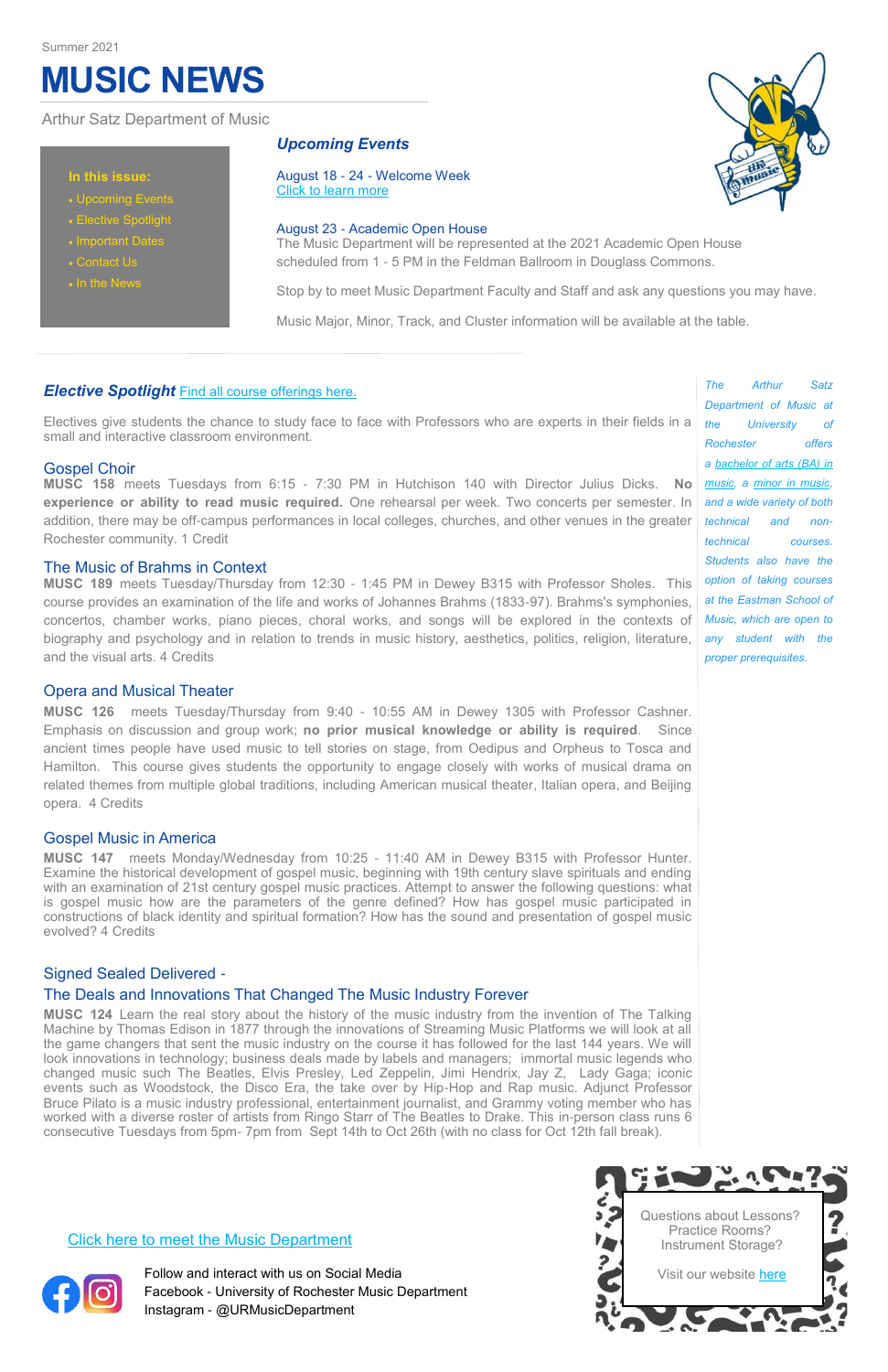Summer 2021

# MUSIC NEWS

Arthur Satz Department of Music

**In this issue:**

- Upcoming Events
- Elective Spotlight
- Important Dates
- Contact Us
- In the News

## *Upcoming Events*

August 18 - 24 - Welcome Week
Click to learn more

August 23 - Academic Open House
The Music Department will be represented at the 2021 Academic Open House scheduled from 1 - 5 PM in the Feldman Ballroom in Douglass Commons.

Stop by to meet Music Department Faculty and Staff and ask any questions you may have.

Music Major, Minor, Track, and Cluster information will be available at the table.

## *Elective Spotlight* Find all course offerings here.

Electives give students the chance to study face to face with Professors who are experts in their fields in a small and interactive classroom environment.

### Gospel Choir

**MUSC 158** meets Tuesdays from 6:15 - 7:30 PM in Hutchison 140 with Director Julius Dicks. **No experience or ability to read music required.** One rehearsal per week. Two concerts per semester. In addition, there may be off-campus performances in local colleges, churches, and other venues in the greater Rochester community. 1 Credit

### The Music of Brahms in Context

**MUSC 189** meets Tuesday/Thursday from 12:30 - 1:45 PM in Dewey B315 with Professor Sholes. This course provides an examination of the life and works of Johannes Brahms (1833-97). Brahms's symphonies, concertos, chamber works, piano pieces, choral works, and songs will be explored in the contexts of biography and psychology and in relation to trends in music history, aesthetics, politics, religion, literature, and the visual arts. 4 Credits

### Opera and Musical Theater

**MUSC 126** meets Tuesday/Thursday from 9:40 - 10:55 AM in Dewey 1305 with Professor Cashner. Emphasis on discussion and group work; **no prior musical knowledge or ability is required**. Since ancient times people have used music to tell stories on stage, from Oedipus and Orpheus to Tosca and Hamilton. This course gives students the opportunity to engage closely with works of musical drama on related themes from multiple global traditions, including American musical theater, Italian opera, and Beijing opera. 4 Credits

### Gospel Music in America

**MUSC 147** meets Monday/Wednesday from 10:25 - 11:40 AM in Dewey B315 with Professor Hunter. Examine the historical development of gospel music, beginning with 19th century slave spirituals and ending with an examination of 21st century gospel music practices. Attempt to answer the following questions: what is gospel music how are the parameters of the genre defined? How has gospel music participated in constructions of black identity and spiritual formation? How has the sound and presentation of gospel music evolved? 4 Credits

### Signed Sealed Delivered - The Deals and Innovations That Changed The Music Industry Forever

**MUSC 124** Learn the real story about the history of the music industry from the invention of The Talking Machine by Thomas Edison in 1877 through the innovations of Streaming Music Platforms we will look at all the game changers that sent the music industry on the course it has followed for the last 144 years. We will look innovations in technology; business deals made by labels and managers; immortal music legends who changed music such The Beatles, Elvis Presley, Led Zeppelin, Jimi Hendrix, Jay Z, Lady Gaga; iconic events such as Woodstock, the Disco Era, the take over by Hip-Hop and Rap music. Adjunct Professor Bruce Pilato is a music industry professional, entertainment journalist, and Grammy voting member who has worked with a diverse roster of artists from Ringo Starr of The Beatles to Drake. This in-person class runs 6 consecutive Tuesdays from 5pm- 7pm from Sept 14th to Oct 26th (with no class for Oct 12th fall break).

*The Arthur Satz Department of Music at the University of Rochester offers a bachelor of arts (BA) in music, a minor in music, and a wide variety of both technical and non-technical courses. Students also have the option of taking courses at the Eastman School of Music, which are open to any student with the proper prerequisites.*

Click here to meet the Music Department

Follow and interact with us on Social Media
Facebook - University of Rochester Music Department
Instagram - @URMusicDepartment

Questions about Lessons?
Practice Rooms?
Instrument Storage?

Visit our website here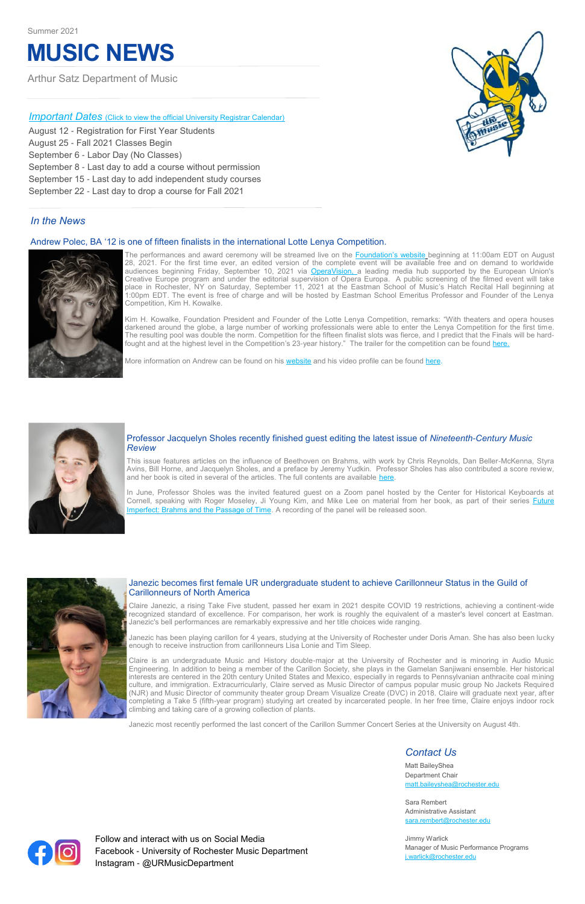Summer 2021

# MUSIC NEWS

Arthur Satz Department of Music

## *Important Dates* (Click to view the official University Registrar Calendar)

August 12 - Registration for First Year Students
August 25 - Fall 2021 Classes Begin
September 6 - Labor Day (No Classes)
September 8 - Last day to add a course without permission
September 15 - Last day to add independent study courses
September 22 - Last day to drop a course for Fall 2021

## *In the News*

### Andrew Polec, BA '12 is one of fifteen finalists in the international Lotte Lenya Competition.

The performances and award ceremony will be streamed live on the Foundation's website beginning at 11:00am EDT on August 28, 2021. For the first time ever, an edited version of the complete event will be available free and on demand to worldwide audiences beginning Friday, September 10, 2021 via OperaVision, a leading media hub supported by the European Union's Creative Europe program and under the editorial supervision of Opera Europa. A public screening of the filmed event will take place in Rochester, NY on Saturday, September 11, 2021 at the Eastman School of Music's Hatch Recital Hall beginning at 1:00pm EDT. The event is free of charge and will be hosted by Eastman School Emeritus Professor and Founder of the Lenya Competition, Kim H. Kowalke.

Kim H. Kowalke, Foundation President and Founder of the Lotte Lenya Competition, remarks: "With theaters and opera houses darkened around the globe, a large number of working professionals were able to enter the Lenya Competition for the first time. The resulting pool was double the norm. Competition for the fifteen finalist slots was fierce, and I predict that the Finals will be hard-fought and at the highest level in the Competition's 23-year history." The trailer for the competition can be found here.

More information on Andrew can be found on his website and his video profile can be found here.

### Professor Jacquelyn Sholes recently finished guest editing the latest issue of *Nineteenth-Century Music Review*

This issue features articles on the influence of Beethoven on Brahms, with work by Chris Reynolds, Dan Beller-McKenna, Styra Avins, Bill Horne, and Jacquelyn Sholes, and a preface by Jeremy Yudkin. Professor Sholes has also contributed a score review, and her book is cited in several of the articles. The full contents are available here.

In June, Professor Sholes was the invited featured guest on a Zoom panel hosted by the Center for Historical Keyboards at Cornell, speaking with Roger Moseley, Ji Young Kim, and Mike Lee on material from her book, as part of their series Future Imperfect: Brahms and the Passage of Time. A recording of the panel will be released soon.

### Janezic becomes first female UR undergraduate student to achieve Carillonneur Status in the Guild of Carillonneurs of North America

Claire Janezic, a rising Take Five student, passed her exam in 2021 despite COVID 19 restrictions, achieving a continent-wide recognized standard of excellence. For comparison, her work is roughly the equivalent of a master's level concert at Eastman. Janezic's bell performances are remarkably expressive and her title choices wide ranging.

Janezic has been playing carillon for 4 years, studying at the University of Rochester under Doris Aman. She has also been lucky enough to receive instruction from carillonneurs Lisa Lonie and Tim Sleep.

Claire is an undergraduate Music and History double-major at the University of Rochester and is minoring in Audio Music Engineering. In addition to being a member of the Carillon Society, she plays in the Gamelan Sanjiwani ensemble. Her historical interests are centered in the 20th century United States and Mexico, especially in regards to Pennsylvanian anthracite coal mining culture, and immigration. Extracurricularly, Claire served as Music Director of campus popular music group No Jackets Required (NJR) and Music Director of community theater group Dream Visualize Create (DVC) in 2018. Claire will graduate next year, after completing a Take 5 (fifth-year program) studying art created by incarcerated people. In her free time, Claire enjoys indoor rock climbing and taking care of a growing collection of plants.

Janezic most recently performed the last concert of the Carillon Summer Concert Series at the University on August 4th.

## *Contact Us*

Matt BaileyShea
Department Chair
matt.baileyshea@rochester.edu

Sara Rembert
Administrative Assistant
sara.rembert@rochester.edu

Jimmy Warlick
Manager of Music Performance Programs
j.warlick@rochester.edu

Follow and interact with us on Social Media
Facebook - University of Rochester Music Department
Instagram - @URMusicDepartment